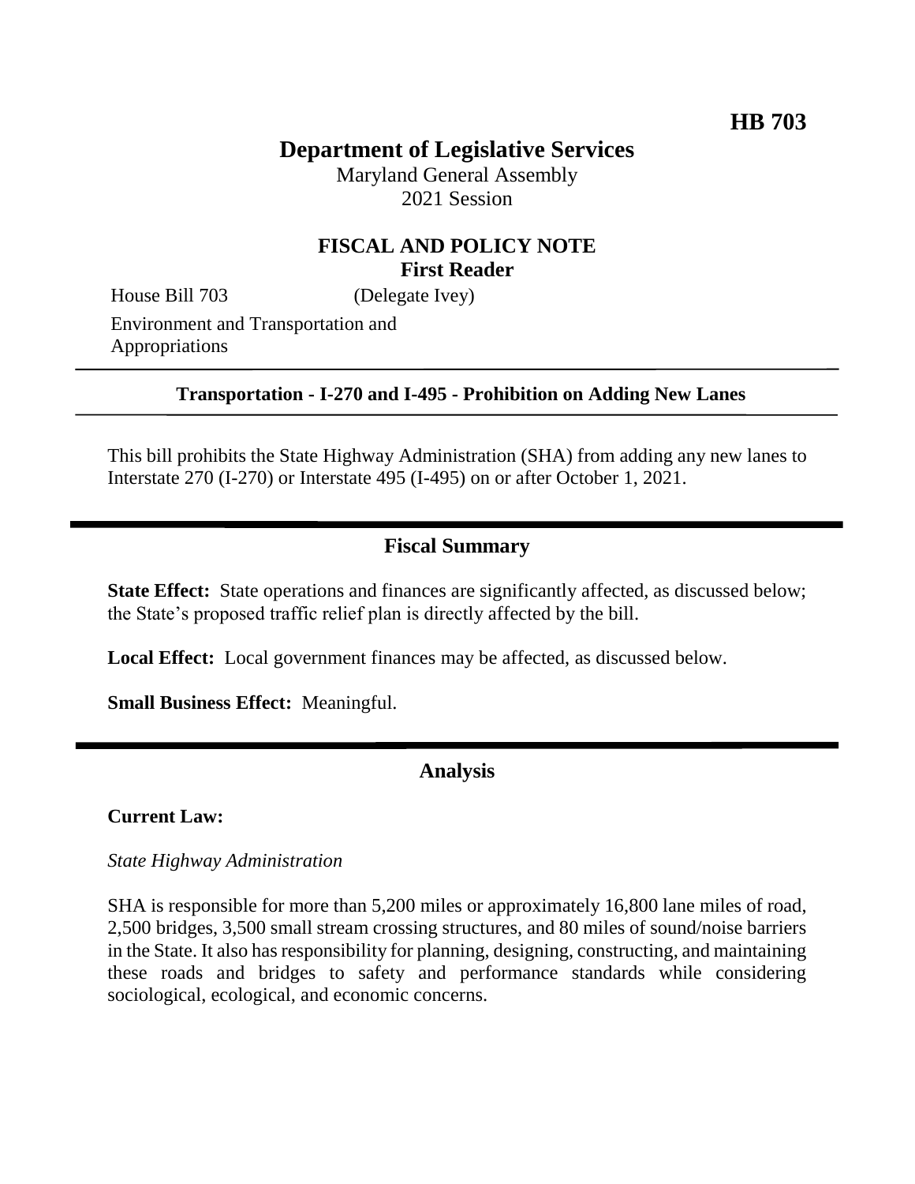**HB 703**

# Department of Legislative Services

Maryland General Assembly
2021 Session

## FISCAL AND POLICY NOTE
**First Reader**

House Bill 703 (Delegate Ivey)

Environment and Transportation and Appropriations

---

**Transportation - I-270 and I-495 - Prohibition on Adding New Lanes**

---

This bill prohibits the State Highway Administration (SHA) from adding any new lanes to Interstate 270 (I-270) or Interstate 495 (I-495) on or after October 1, 2021.

## Fiscal Summary

**State Effect:** State operations and finances are significantly affected, as discussed below; the State's proposed traffic relief plan is directly affected by the bill.

**Local Effect:** Local government finances may be affected, as discussed below.

**Small Business Effect:** Meaningful.

## Analysis

**Current Law:**

*State Highway Administration*

SHA is responsible for more than 5,200 miles or approximately 16,800 lane miles of road, 2,500 bridges, 3,500 small stream crossing structures, and 80 miles of sound/noise barriers in the State. It also has responsibility for planning, designing, constructing, and maintaining these roads and bridges to safety and performance standards while considering sociological, ecological, and economic concerns.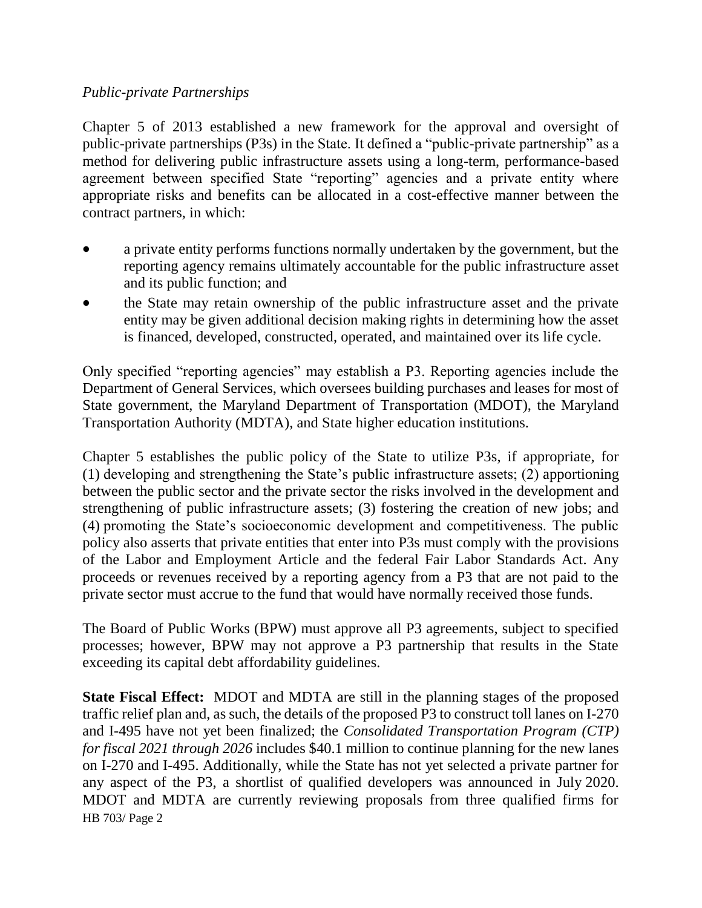*Public-private Partnerships*

Chapter 5 of 2013 established a new framework for the approval and oversight of public-private partnerships (P3s) in the State. It defined a "public-private partnership" as a method for delivering public infrastructure assets using a long-term, performance-based agreement between specified State "reporting" agencies and a private entity where appropriate risks and benefits can be allocated in a cost-effective manner between the contract partners, in which:

- a private entity performs functions normally undertaken by the government, but the reporting agency remains ultimately accountable for the public infrastructure asset and its public function; and
- the State may retain ownership of the public infrastructure asset and the private entity may be given additional decision making rights in determining how the asset is financed, developed, constructed, operated, and maintained over its life cycle.

Only specified "reporting agencies" may establish a P3. Reporting agencies include the Department of General Services, which oversees building purchases and leases for most of State government, the Maryland Department of Transportation (MDOT), the Maryland Transportation Authority (MDTA), and State higher education institutions.

Chapter 5 establishes the public policy of the State to utilize P3s, if appropriate, for (1) developing and strengthening the State's public infrastructure assets; (2) apportioning between the public sector and the private sector the risks involved in the development and strengthening of public infrastructure assets; (3) fostering the creation of new jobs; and (4) promoting the State's socioeconomic development and competitiveness. The public policy also asserts that private entities that enter into P3s must comply with the provisions of the Labor and Employment Article and the federal Fair Labor Standards Act. Any proceeds or revenues received by a reporting agency from a P3 that are not paid to the private sector must accrue to the fund that would have normally received those funds.

The Board of Public Works (BPW) must approve all P3 agreements, subject to specified processes; however, BPW may not approve a P3 partnership that results in the State exceeding its capital debt affordability guidelines.

**State Fiscal Effect:** MDOT and MDTA are still in the planning stages of the proposed traffic relief plan and, as such, the details of the proposed P3 to construct toll lanes on I-270 and I-495 have not yet been finalized; the *Consolidated Transportation Program (CTP) for fiscal 2021 through 2026* includes $40.1 million to continue planning for the new lanes on I-270 and I-495. Additionally, while the State has not yet selected a private partner for any aspect of the P3, a shortlist of qualified developers was announced in July 2020. MDOT and MDTA are currently reviewing proposals from three qualified firms for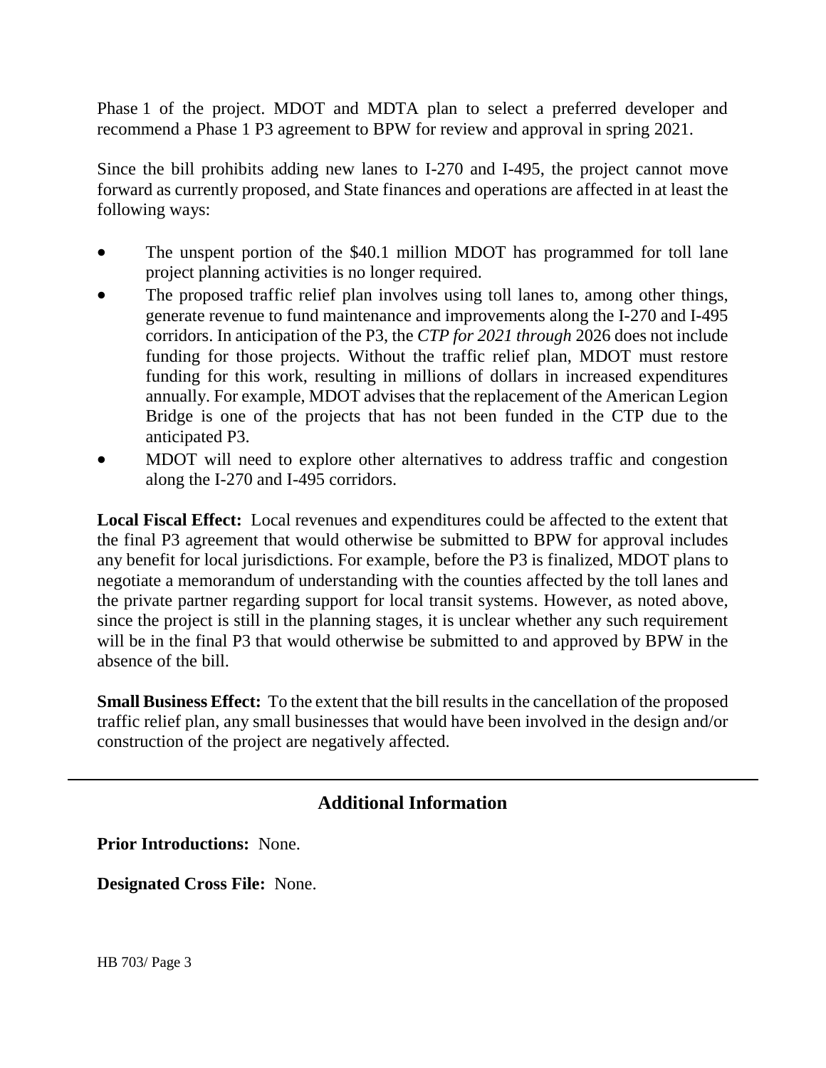Phase 1 of the project. MDOT and MDTA plan to select a preferred developer and recommend a Phase 1 P3 agreement to BPW for review and approval in spring 2021.

Since the bill prohibits adding new lanes to I-270 and I-495, the project cannot move forward as currently proposed, and State finances and operations are affected in at least the following ways:

- The unspent portion of the $40.1 million MDOT has programmed for toll lane project planning activities is no longer required.
- The proposed traffic relief plan involves using toll lanes to, among other things, generate revenue to fund maintenance and improvements along the I-270 and I-495 corridors. In anticipation of the P3, the *CTP for 2021 through* 2026 does not include funding for those projects. Without the traffic relief plan, MDOT must restore funding for this work, resulting in millions of dollars in increased expenditures annually. For example, MDOT advises that the replacement of the American Legion Bridge is one of the projects that has not been funded in the CTP due to the anticipated P3.
- MDOT will need to explore other alternatives to address traffic and congestion along the I-270 and I-495 corridors.

**Local Fiscal Effect:** Local revenues and expenditures could be affected to the extent that the final P3 agreement that would otherwise be submitted to BPW for approval includes any benefit for local jurisdictions. For example, before the P3 is finalized, MDOT plans to negotiate a memorandum of understanding with the counties affected by the toll lanes and the private partner regarding support for local transit systems. However, as noted above, since the project is still in the planning stages, it is unclear whether any such requirement will be in the final P3 that would otherwise be submitted to and approved by BPW in the absence of the bill.

**Small Business Effect:** To the extent that the bill results in the cancellation of the proposed traffic relief plan, any small businesses that would have been involved in the design and/or construction of the project are negatively affected.

## Additional Information

**Prior Introductions:** None.

**Designated Cross File:** None.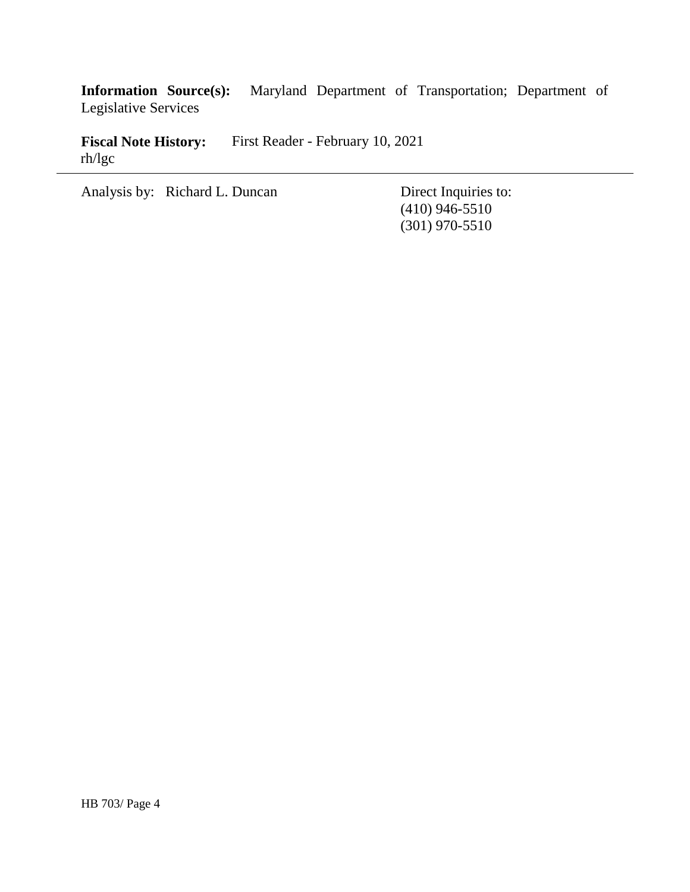**Information Source(s):** Maryland Department of Transportation; Department of Legislative Services

**Fiscal Note History:** First Reader - February 10, 2021
rh/lgc

---

Analysis by: Richard L. Duncan

Direct Inquiries to:
(410) 946-5510
(301) 970-5510